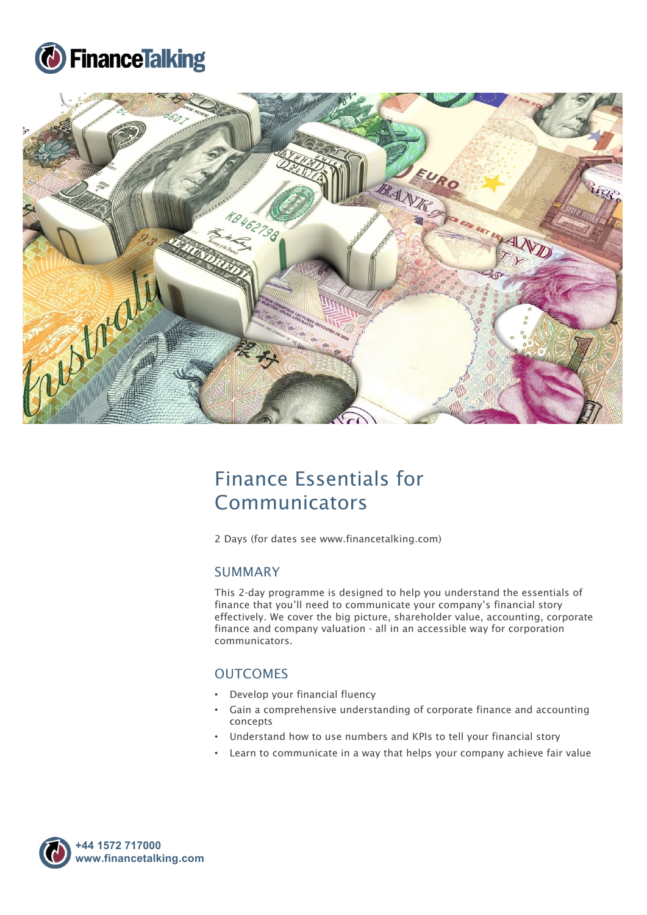# Finance Essentials for Communicators

2 Days (for dates see www.financetalking.com)

## SUMMARY

This 2-day programme is designed to help you understand the essentials of finance that you'll need to communicate your company's financial story effectively. We cover the big picture, shareholder value, accounting, corporate finance and company valuation - all in an accessible way for corporation communicators.

## OUTCOMES

- Develop your financial fluency
- Gain a comprehensive understanding of corporate finance and accounting concepts
- Understand how to use numbers and KPIs to tell your financial story
- Learn to communicate in a way that helps your company achieve fair value

**+44 1572 717000**
**www.financetalking.com**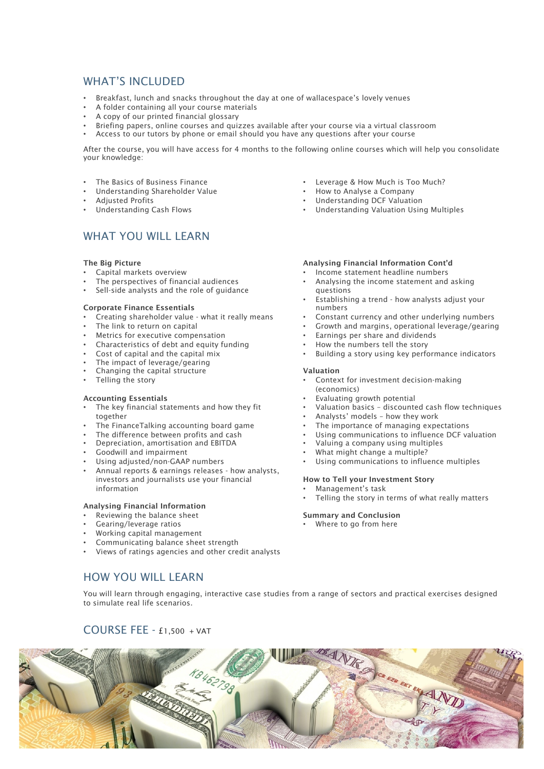## WHAT'S INCLUDED

- Breakfast, lunch and snacks throughout the day at one of wallacespace's lovely venues
- A folder containing all your course materials
- A copy of our printed financial glossary
- Briefing papers, online courses and quizzes available after your course via a virtual classroom
- Access to our tutors by phone or email should you have any questions after your course

After the course, you will have access for 4 months to the following online courses which will help you consolidate your knowledge:

- The Basics of Business Finance
- Understanding Shareholder Value
- Adjusted Profits
- Understanding Cash Flows
- Leverage & How Much is Too Much?
- How to Analyse a Company
- Understanding DCF Valuation
- Understanding Valuation Using Multiples

## WHAT YOU WILL LEARN

**The Big Picture**

- Capital markets overview
- The perspectives of financial audiences
- Sell-side analysts and the role of guidance

**Corporate Finance Essentials**

- Creating shareholder value - what it really means
- The link to return on capital
- Metrics for executive compensation
- Characteristics of debt and equity funding
- Cost of capital and the capital mix
- The impact of leverage/gearing
- Changing the capital structure
- Telling the story

**Accounting Essentials**

- The key financial statements and how they fit together
- The FinanceTalking accounting board game
- The difference between profits and cash
- Depreciation, amortisation and EBITDA
- Goodwill and impairment
- Using adjusted/non-GAAP numbers
- Annual reports & earnings releases - how analysts, investors and journalists use your financial information

**Analysing Financial Information**

- Reviewing the balance sheet
- Gearing/leverage ratios
- Working capital management
- Communicating balance sheet strength
- Views of ratings agencies and other credit analysts

**Analysing Financial Information Cont'd**

- Income statement headline numbers
- Analysing the income statement and asking questions
- Establishing a trend - how analysts adjust your numbers
- Constant currency and other underlying numbers
- Growth and margins, operational leverage/gearing
- Earnings per share and dividends
- How the numbers tell the story
- Building a story using key performance indicators

**Valuation**

- Context for investment decision-making (economics)
- Evaluating growth potential
- Valuation basics – discounted cash flow techniques
- Analysts' models – how they work
- The importance of managing expectations
- Using communications to influence DCF valuation
- Valuing a company using multiples
- What might change a multiple?
- Using communications to influence multiples

**How to Tell your Investment Story**

- Management's task
- Telling the story in terms of what really matters

**Summary and Conclusion**

- Where to go from here

## HOW YOU WILL LEARN

You will learn through engaging, interactive case studies from a range of sectors and practical exercises designed to simulate real life scenarios.

## COURSE FEE - £1,500 + VAT